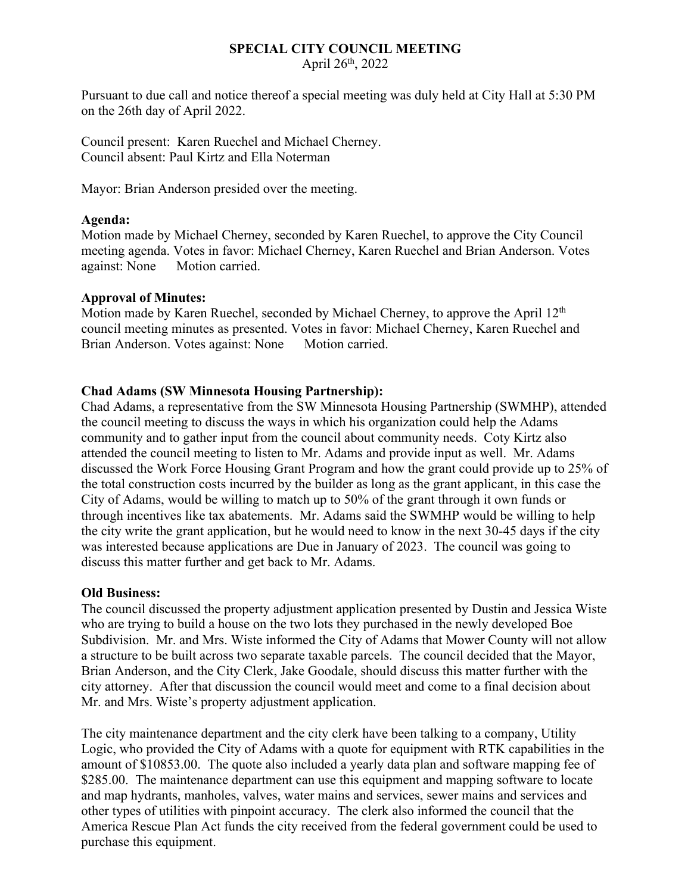# SPECIAL CITY COUNCIL MEETING

April 26th, 2022

Pursuant to due call and notice thereof a special meeting was duly held at City Hall at 5:30 PM on the 26th day of April 2022.

Council present: Karen Ruechel and Michael Cherney.
Council absent: Paul Kirtz and Ella Noterman

Mayor: Brian Anderson presided over the meeting.

**Agenda:**
Motion made by Michael Cherney, seconded by Karen Ruechel, to approve the City Council meeting agenda. Votes in favor: Michael Cherney, Karen Ruechel and Brian Anderson. Votes against: None  Motion carried.

**Approval of Minutes:**
Motion made by Karen Ruechel, seconded by Michael Cherney, to approve the April 12th council meeting minutes as presented. Votes in favor: Michael Cherney, Karen Ruechel and Brian Anderson. Votes against: None  Motion carried.

**Chad Adams (SW Minnesota Housing Partnership):**
Chad Adams, a representative from the SW Minnesota Housing Partnership (SWMHP), attended the council meeting to discuss the ways in which his organization could help the Adams community and to gather input from the council about community needs. Coty Kirtz also attended the council meeting to listen to Mr. Adams and provide input as well. Mr. Adams discussed the Work Force Housing Grant Program and how the grant could provide up to 25% of the total construction costs incurred by the builder as long as the grant applicant, in this case the City of Adams, would be willing to match up to 50% of the grant through it own funds or through incentives like tax abatements. Mr. Adams said the SWMHP would be willing to help the city write the grant application, but he would need to know in the next 30-45 days if the city was interested because applications are Due in January of 2023. The council was going to discuss this matter further and get back to Mr. Adams.

**Old Business:**
The council discussed the property adjustment application presented by Dustin and Jessica Wiste who are trying to build a house on the two lots they purchased in the newly developed Boe Subdivision. Mr. and Mrs. Wiste informed the City of Adams that Mower County will not allow a structure to be built across two separate taxable parcels. The council decided that the Mayor, Brian Anderson, and the City Clerk, Jake Goodale, should discuss this matter further with the city attorney. After that discussion the council would meet and come to a final decision about Mr. and Mrs. Wiste's property adjustment application.

The city maintenance department and the city clerk have been talking to a company, Utility Logic, who provided the City of Adams with a quote for equipment with RTK capabilities in the amount of $10853.00. The quote also included a yearly data plan and software mapping fee of $285.00. The maintenance department can use this equipment and mapping software to locate and map hydrants, manholes, valves, water mains and services, sewer mains and services and other types of utilities with pinpoint accuracy. The clerk also informed the council that the America Rescue Plan Act funds the city received from the federal government could be used to purchase this equipment.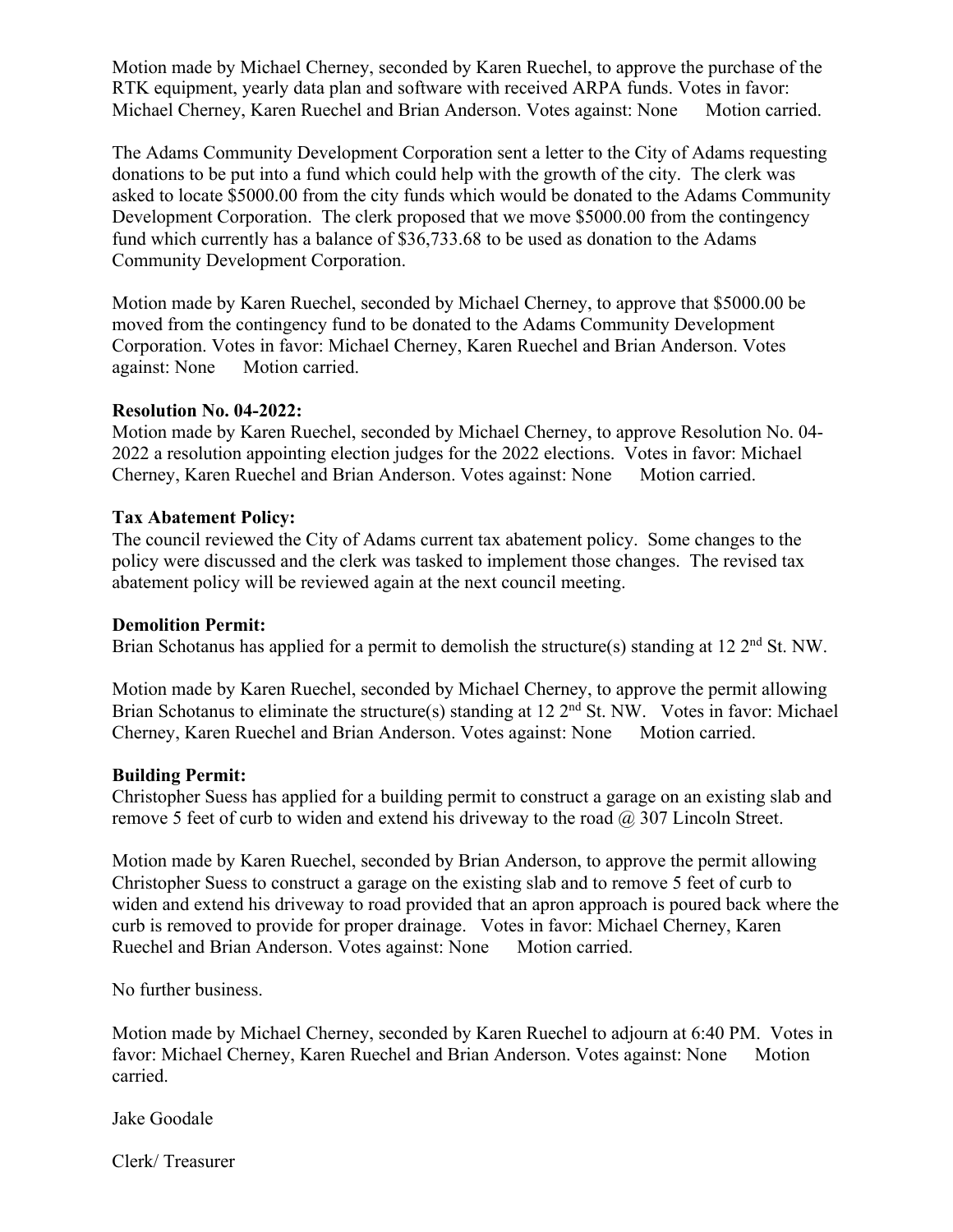Motion made by Michael Cherney, seconded by Karen Ruechel, to approve the purchase of the RTK equipment, yearly data plan and software with received ARPA funds. Votes in favor: Michael Cherney, Karen Ruechel and Brian Anderson. Votes against: None Motion carried.

The Adams Community Development Corporation sent a letter to the City of Adams requesting donations to be put into a fund which could help with the growth of the city. The clerk was asked to locate $5000.00 from the city funds which would be donated to the Adams Community Development Corporation. The clerk proposed that we move $5000.00 from the contingency fund which currently has a balance of $36,733.68 to be used as donation to the Adams Community Development Corporation.

Motion made by Karen Ruechel, seconded by Michael Cherney, to approve that $5000.00 be moved from the contingency fund to be donated to the Adams Community Development Corporation. Votes in favor: Michael Cherney, Karen Ruechel and Brian Anderson. Votes against: None Motion carried.

**Resolution No. 04-2022:**
Motion made by Karen Ruechel, seconded by Michael Cherney, to approve Resolution No. 04-2022 a resolution appointing election judges for the 2022 elections. Votes in favor: Michael Cherney, Karen Ruechel and Brian Anderson. Votes against: None Motion carried.

**Tax Abatement Policy:**
The council reviewed the City of Adams current tax abatement policy. Some changes to the policy were discussed and the clerk was tasked to implement those changes. The revised tax abatement policy will be reviewed again at the next council meeting.

**Demolition Permit:**
Brian Schotanus has applied for a permit to demolish the structure(s) standing at 12 2nd St. NW.

Motion made by Karen Ruechel, seconded by Michael Cherney, to approve the permit allowing Brian Schotanus to eliminate the structure(s) standing at 12 2nd St. NW. Votes in favor: Michael Cherney, Karen Ruechel and Brian Anderson. Votes against: None Motion carried.

**Building Permit:**
Christopher Suess has applied for a building permit to construct a garage on an existing slab and remove 5 feet of curb to widen and extend his driveway to the road @ 307 Lincoln Street.

Motion made by Karen Ruechel, seconded by Brian Anderson, to approve the permit allowing Christopher Suess to construct a garage on the existing slab and to remove 5 feet of curb to widen and extend his driveway to road provided that an apron approach is poured back where the curb is removed to provide for proper drainage. Votes in favor: Michael Cherney, Karen Ruechel and Brian Anderson. Votes against: None Motion carried.

No further business.

Motion made by Michael Cherney, seconded by Karen Ruechel to adjourn at 6:40 PM. Votes in favor: Michael Cherney, Karen Ruechel and Brian Anderson. Votes against: None Motion carried.

Jake Goodale

Clerk/ Treasurer